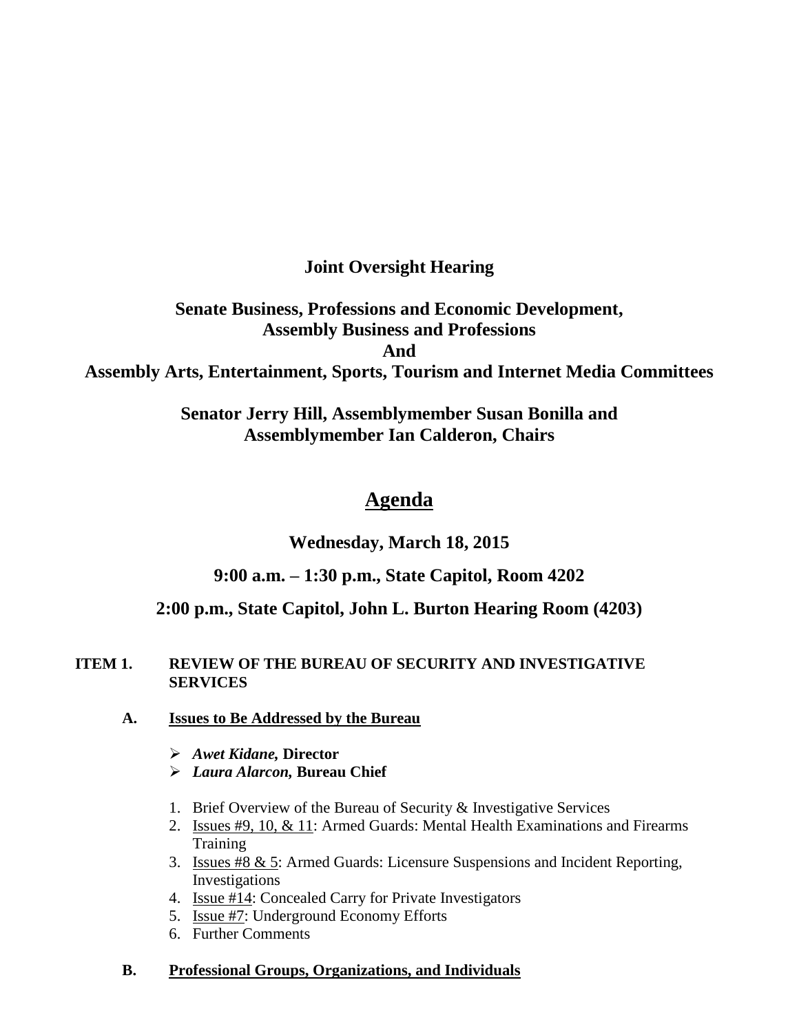**Joint Oversight Hearing**

**Senate Business, Professions and Economic Development,
Assembly Business and Professions
And
Assembly Arts, Entertainment, Sports, Tourism and Internet Media Committees**

**Senator Jerry Hill, Assemblymember Susan Bonilla and
Assemblymember Ian Calderon, Chairs**

# Agenda

**Wednesday, March 18, 2015**

**9:00 a.m. – 1:30 p.m., State Capitol, Room 4202**

**2:00 p.m., State Capitol, John L. Burton Hearing Room (4203)**

**ITEM 1. REVIEW OF THE BUREAU OF SECURITY AND INVESTIGATIVE SERVICES**

**A. Issues to Be Addressed by the Bureau**

- ***Awet Kidane,* Director**
- ***Laura Alarcon,* Bureau Chief**

1. Brief Overview of the Bureau of Security & Investigative Services
2. Issues #9, 10, & 11: Armed Guards: Mental Health Examinations and Firearms Training
3. Issues #8 & 5: Armed Guards: Licensure Suspensions and Incident Reporting, Investigations
4. Issue #14: Concealed Carry for Private Investigators
5. Issue #7: Underground Economy Efforts
6. Further Comments

**B. Professional Groups, Organizations, and Individuals**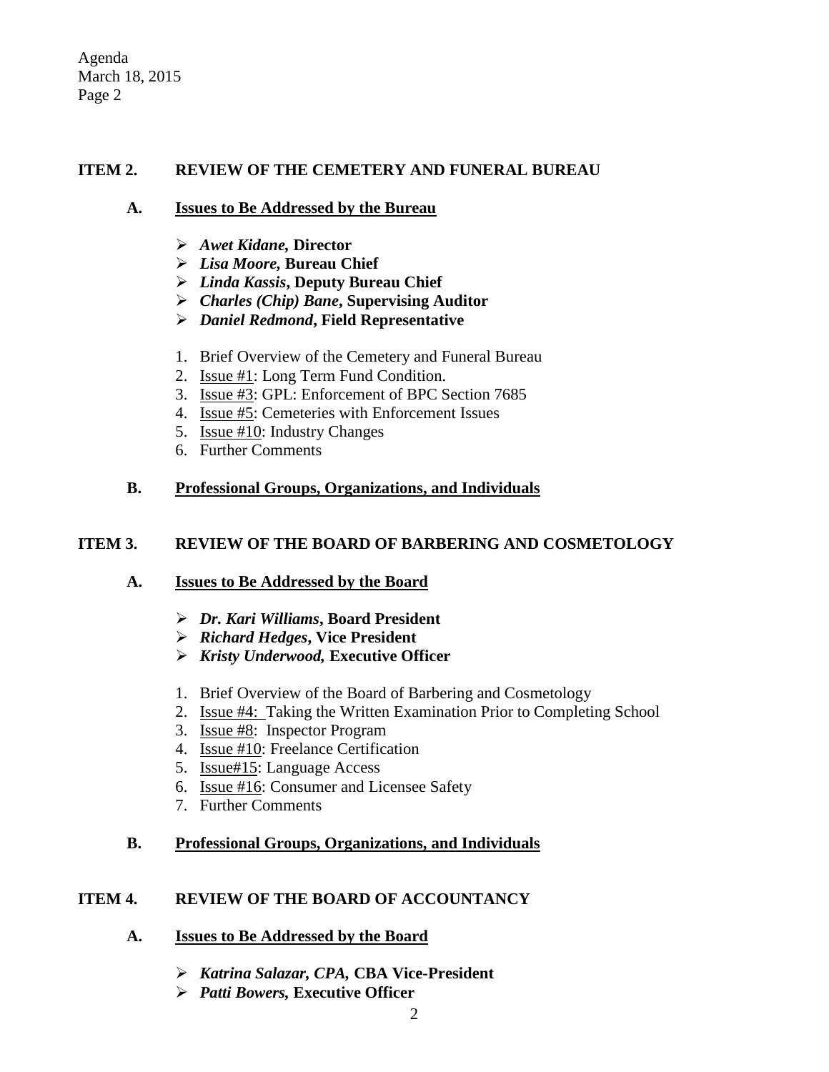## ITEM 2. REVIEW OF THE CEMETERY AND FUNERAL BUREAU

### A. Issues to Be Addressed by the Bureau

- ***Awet Kidane,* Director**
- ***Lisa Moore,* Bureau Chief**
- ***Linda Kassis*, Deputy Bureau Chief**
- ***Charles (Chip) Bane*, Supervising Auditor**
- ***Daniel Redmond*, Field Representative**

1. Brief Overview of the Cemetery and Funeral Bureau
2. Issue #1: Long Term Fund Condition.
3. Issue #3: GPL: Enforcement of BPC Section 7685
4. Issue #5: Cemeteries with Enforcement Issues
5. Issue #10: Industry Changes
6. Further Comments

### B. Professional Groups, Organizations, and Individuals

## ITEM 3. REVIEW OF THE BOARD OF BARBERING AND COSMETOLOGY

### A. Issues to Be Addressed by the Board

- ***Dr. Kari Williams*, Board President**
- ***Richard Hedges*, Vice President**
- ***Kristy Underwood,* Executive Officer**

1. Brief Overview of the Board of Barbering and Cosmetology
2. Issue #4: Taking the Written Examination Prior to Completing School
3. Issue #8: Inspector Program
4. Issue #10: Freelance Certification
5. Issue#15: Language Access
6. Issue #16: Consumer and Licensee Safety
7. Further Comments

### B. Professional Groups, Organizations, and Individuals

## ITEM 4. REVIEW OF THE BOARD OF ACCOUNTANCY

### A. Issues to Be Addressed by the Board

- ***Katrina Salazar, CPA,* CBA Vice-President**
- ***Patti Bowers,* Executive Officer**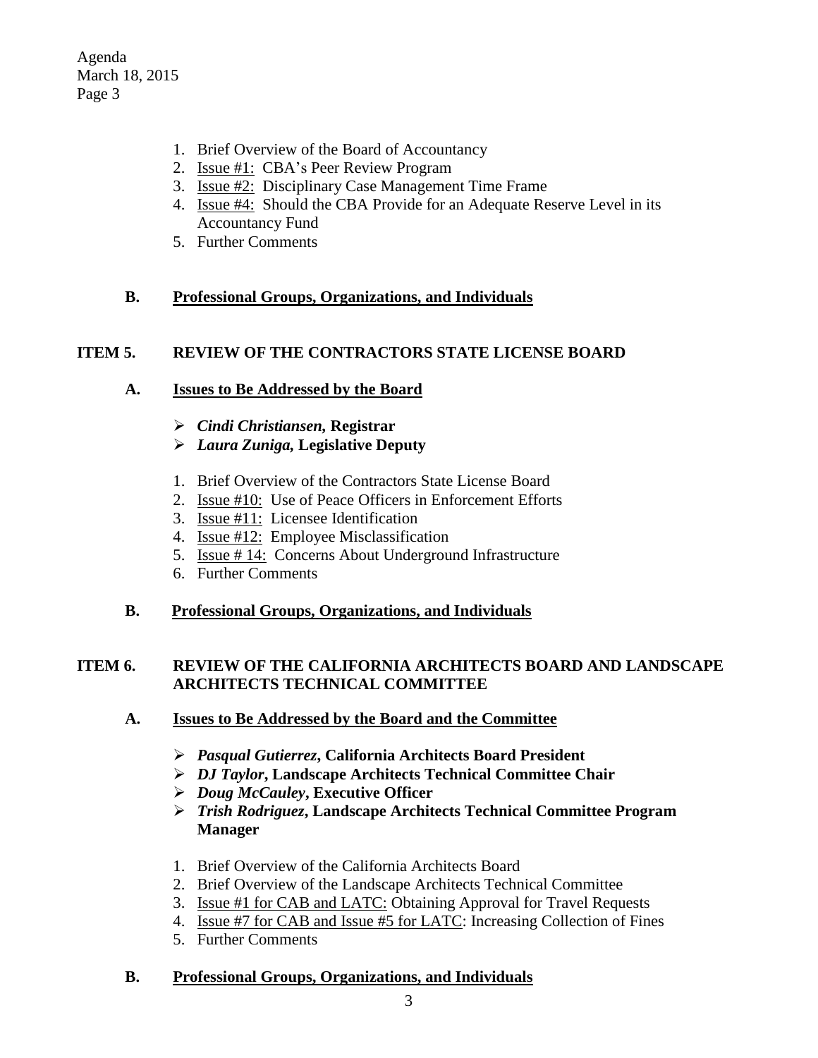1. Brief Overview of the Board of Accountancy
2. Issue #1: CBA's Peer Review Program
3. Issue #2: Disciplinary Case Management Time Frame
4. Issue #4: Should the CBA Provide for an Adequate Reserve Level in its Accountancy Fund
5. Further Comments

**B. Professional Groups, Organizations, and Individuals**

## ITEM 5. REVIEW OF THE CONTRACTORS STATE LICENSE BOARD

**A. Issues to Be Addressed by the Board**

- ***Cindi Christiansen*, Registrar**
- ***Laura Zuniga*, Legislative Deputy**

1. Brief Overview of the Contractors State License Board
2. Issue #10: Use of Peace Officers in Enforcement Efforts
3. Issue #11: Licensee Identification
4. Issue #12: Employee Misclassification
5. Issue # 14: Concerns About Underground Infrastructure
6. Further Comments

**B. Professional Groups, Organizations, and Individuals**

## ITEM 6. REVIEW OF THE CALIFORNIA ARCHITECTS BOARD AND LANDSCAPE ARCHITECTS TECHNICAL COMMITTEE

**A. Issues to Be Addressed by the Board and the Committee**

- ***Pasqual Gutierrez*, California Architects Board President**
- ***DJ Taylor*, Landscape Architects Technical Committee Chair**
- ***Doug McCauley*, Executive Officer**
- ***Trish Rodriguez*, Landscape Architects Technical Committee Program Manager**

1. Brief Overview of the California Architects Board
2. Brief Overview of the Landscape Architects Technical Committee
3. Issue #1 for CAB and LATC: Obtaining Approval for Travel Requests
4. Issue #7 for CAB and Issue #5 for LATC: Increasing Collection of Fines
5. Further Comments

**B. Professional Groups, Organizations, and Individuals**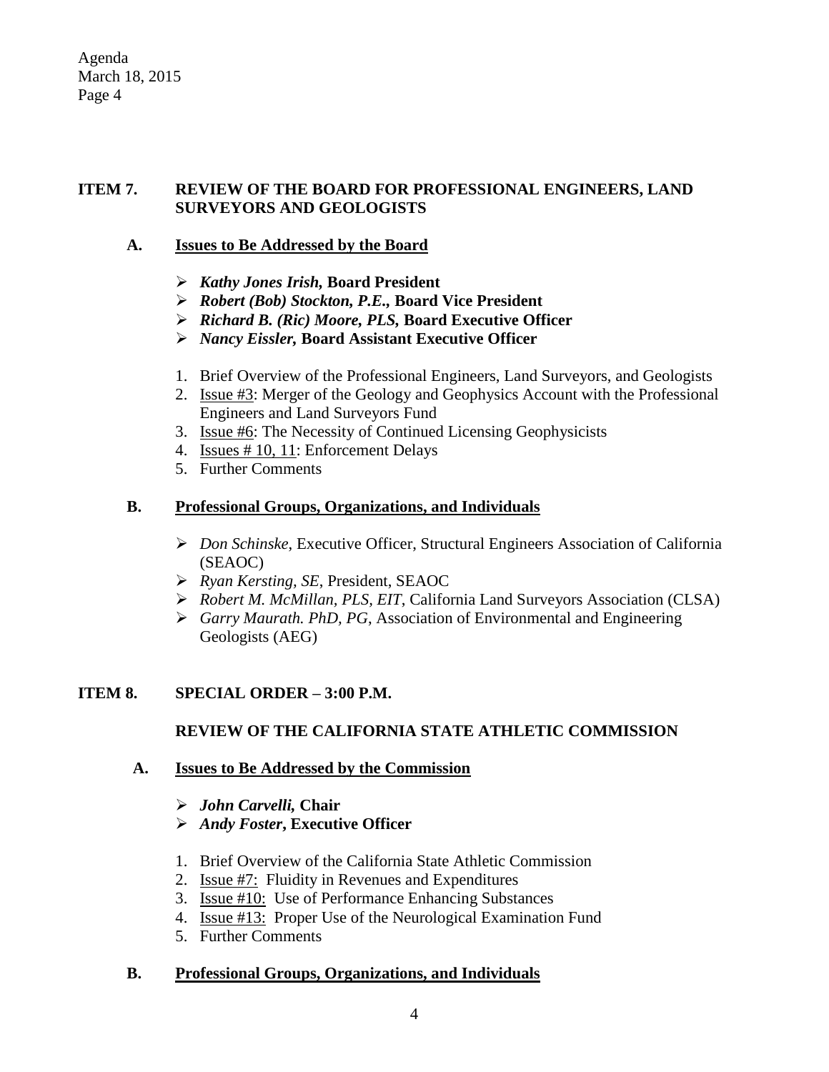## ITEM 7. REVIEW OF THE BOARD FOR PROFESSIONAL ENGINEERS, LAND SURVEYORS AND GEOLOGISTS

### A. Issues to Be Addressed by the Board

- ***Kathy Jones Irish,*** **Board President**
- ***Robert (Bob) Stockton, P.E.*****, Board Vice President**
- ***Richard B. (Ric) Moore, PLS,*** **Board Executive Officer**
- ***Nancy Eissler,*** **Board Assistant Executive Officer**

1. Brief Overview of the Professional Engineers, Land Surveyors, and Geologists
2. Issue #3: Merger of the Geology and Geophysics Account with the Professional Engineers and Land Surveyors Fund
3. Issue #6: The Necessity of Continued Licensing Geophysicists
4. Issues # 10, 11: Enforcement Delays
5. Further Comments

### B. Professional Groups, Organizations, and Individuals

- *Don Schinske*, Executive Officer, Structural Engineers Association of California (SEAOC)
- *Ryan Kersting, SE*, President, SEAOC
- *Robert M. McMillan, PLS, EIT*, California Land Surveyors Association (CLSA)
- *Garry Maurath. PhD, PG*, Association of Environmental and Engineering Geologists (AEG)

## ITEM 8. SPECIAL ORDER – 3:00 P.M.

## REVIEW OF THE CALIFORNIA STATE ATHLETIC COMMISSION

### A. Issues to Be Addressed by the Commission

- ***John Carvelli,*** **Chair**
- ***Andy Foster*****, Executive Officer**

1. Brief Overview of the California State Athletic Commission
2. Issue #7: Fluidity in Revenues and Expenditures
3. Issue #10: Use of Performance Enhancing Substances
4. Issue #13: Proper Use of the Neurological Examination Fund
5. Further Comments

### B. Professional Groups, Organizations, and Individuals